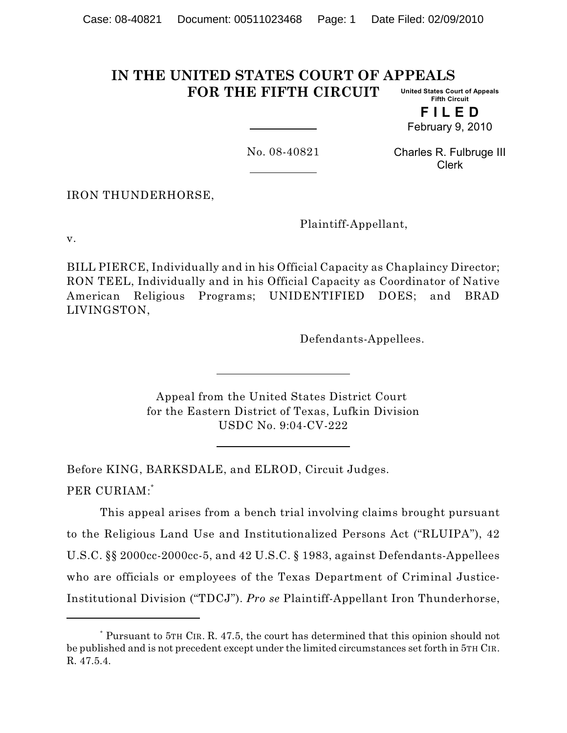# IN THE UNITED STATES COURT OF APPEALS FOR THE FIFTH CIRCUIT

United States Court of Appeals
Fifth Circuit

**F I L E D**
February 9, 2010

Charles R. Fulbruge III
Clerk

No. 08-40821

IRON THUNDERHORSE,

Plaintiff-Appellant,

v.

BILL PIERCE, Individually and in his Official Capacity as Chaplaincy Director; RON TEEL, Individually and in his Official Capacity as Coordinator of Native American Religious Programs; UNIDENTIFIED DOES; and BRAD LIVINGSTON,

Defendants-Appellees.

Appeal from the United States District Court
for the Eastern District of Texas, Lufkin Division
USDC No. 9:04-CV-222

Before KING, BARKSDALE, and ELROD, Circuit Judges.

PER CURIAM:[*]

This appeal arises from a bench trial involving claims brought pursuant to the Religious Land Use and Institutionalized Persons Act ("RLUIPA"), 42 U.S.C. §§ 2000cc-2000cc-5, and 42 U.S.C. § 1983, against Defendants-Appellees who are officials or employees of the Texas Department of Criminal Justice-Institutional Division ("TDCJ"). *Pro se* Plaintiff-Appellant Iron Thunderhorse,

[*] Pursuant to 5TH CIR. R. 47.5, the court has determined that this opinion should not be published and is not precedent except under the limited circumstances set forth in 5TH CIR. R. 47.5.4.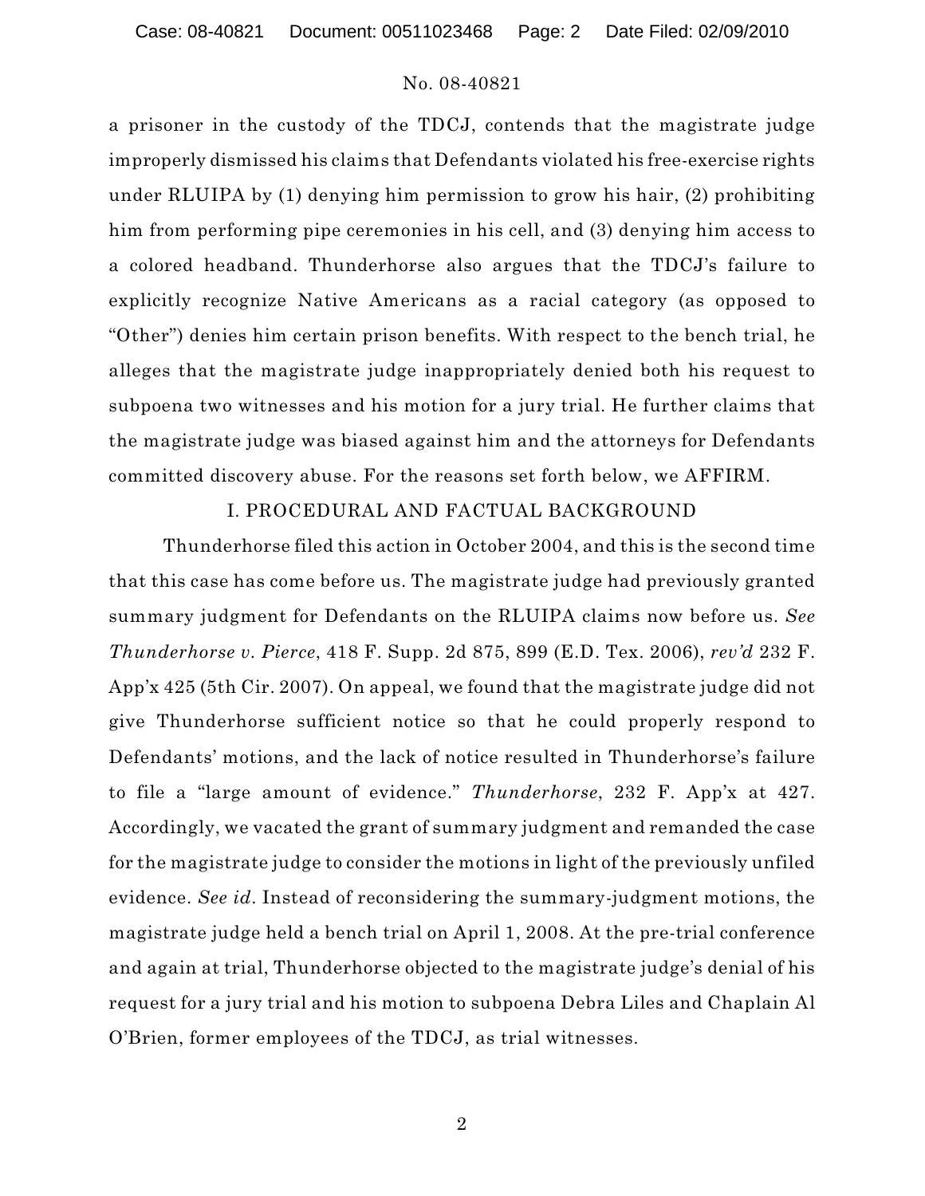a prisoner in the custody of the TDCJ, contends that the magistrate judge improperly dismissed his claims that Defendants violated his free-exercise rights under RLUIPA by (1) denying him permission to grow his hair, (2) prohibiting him from performing pipe ceremonies in his cell, and (3) denying him access to a colored headband. Thunderhorse also argues that the TDCJ's failure to explicitly recognize Native Americans as a racial category (as opposed to "Other") denies him certain prison benefits. With respect to the bench trial, he alleges that the magistrate judge inappropriately denied both his request to subpoena two witnesses and his motion for a jury trial. He further claims that the magistrate judge was biased against him and the attorneys for Defendants committed discovery abuse. For the reasons set forth below, we AFFIRM.

## I. PROCEDURAL AND FACTUAL BACKGROUND

Thunderhorse filed this action in October 2004, and this is the second time that this case has come before us. The magistrate judge had previously granted summary judgment for Defendants on the RLUIPA claims now before us. *See Thunderhorse v. Pierce*, 418 F. Supp. 2d 875, 899 (E.D. Tex. 2006), *rev'd* 232 F. App'x 425 (5th Cir. 2007). On appeal, we found that the magistrate judge did not give Thunderhorse sufficient notice so that he could properly respond to Defendants' motions, and the lack of notice resulted in Thunderhorse's failure to file a "large amount of evidence." *Thunderhorse*, 232 F. App'x at 427. Accordingly, we vacated the grant of summary judgment and remanded the case for the magistrate judge to consider the motions in light of the previously unfiled evidence. *See id*. Instead of reconsidering the summary-judgment motions, the magistrate judge held a bench trial on April 1, 2008. At the pre-trial conference and again at trial, Thunderhorse objected to the magistrate judge's denial of his request for a jury trial and his motion to subpoena Debra Liles and Chaplain Al O'Brien, former employees of the TDCJ, as trial witnesses.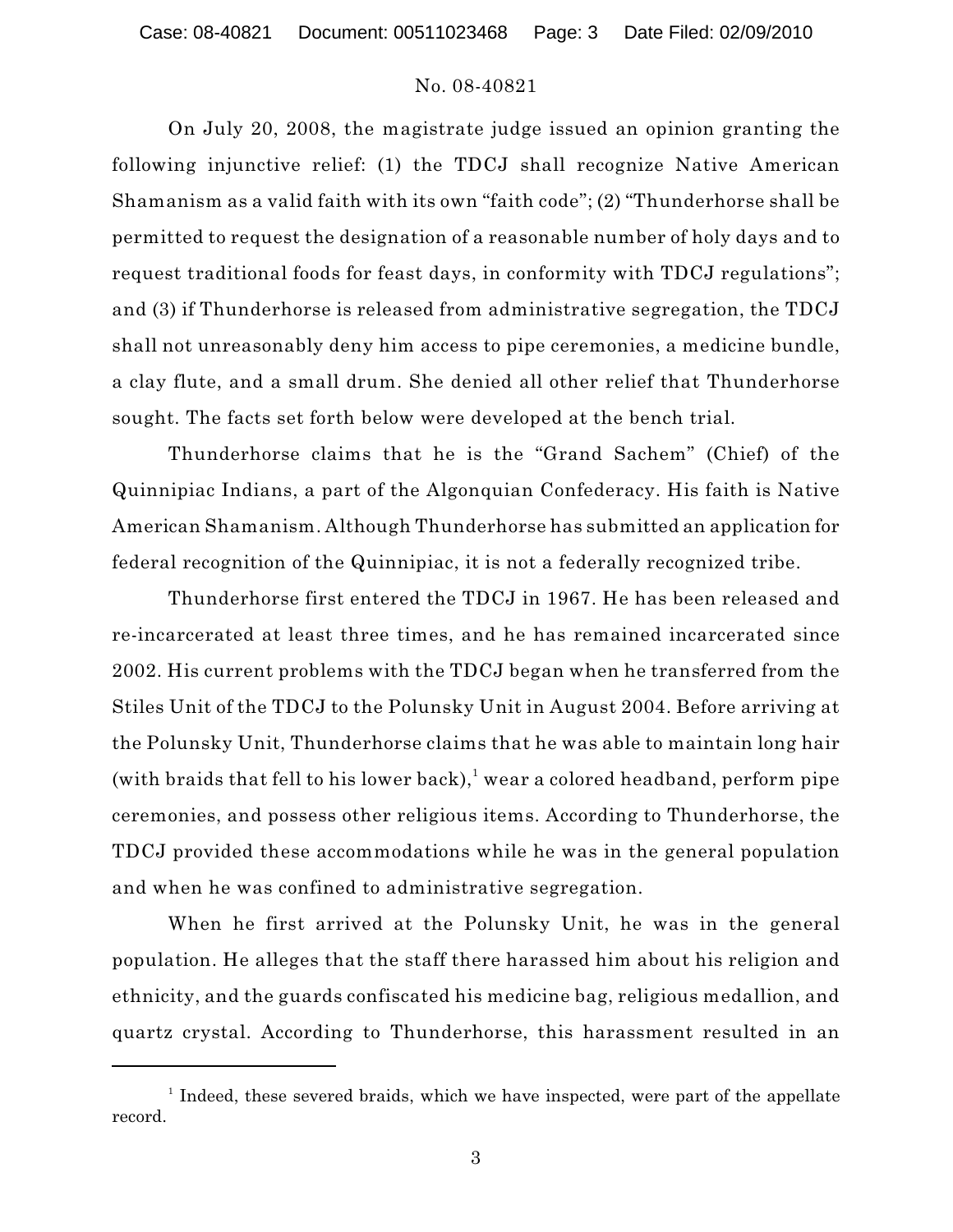On July 20, 2008, the magistrate judge issued an opinion granting the following injunctive relief: (1) the TDCJ shall recognize Native American Shamanism as a valid faith with its own "faith code"; (2) "Thunderhorse shall be permitted to request the designation of a reasonable number of holy days and to request traditional foods for feast days, in conformity with TDCJ regulations"; and (3) if Thunderhorse is released from administrative segregation, the TDCJ shall not unreasonably deny him access to pipe ceremonies, a medicine bundle, a clay flute, and a small drum. She denied all other relief that Thunderhorse sought. The facts set forth below were developed at the bench trial.

Thunderhorse claims that he is the "Grand Sachem" (Chief) of the Quinnipiac Indians, a part of the Algonquian Confederacy. His faith is Native American Shamanism. Although Thunderhorse has submitted an application for federal recognition of the Quinnipiac, it is not a federally recognized tribe.

Thunderhorse first entered the TDCJ in 1967. He has been released and re-incarcerated at least three times, and he has remained incarcerated since 2002. His current problems with the TDCJ began when he transferred from the Stiles Unit of the TDCJ to the Polunsky Unit in August 2004. Before arriving at the Polunsky Unit, Thunderhorse claims that he was able to maintain long hair (with braids that fell to his lower back),[1] wear a colored headband, perform pipe ceremonies, and possess other religious items. According to Thunderhorse, the TDCJ provided these accommodations while he was in the general population and when he was confined to administrative segregation.

When he first arrived at the Polunsky Unit, he was in the general population. He alleges that the staff there harassed him about his religion and ethnicity, and the guards confiscated his medicine bag, religious medallion, and quartz crystal. According to Thunderhorse, this harassment resulted in an

[1] Indeed, these severed braids, which we have inspected, were part of the appellate record.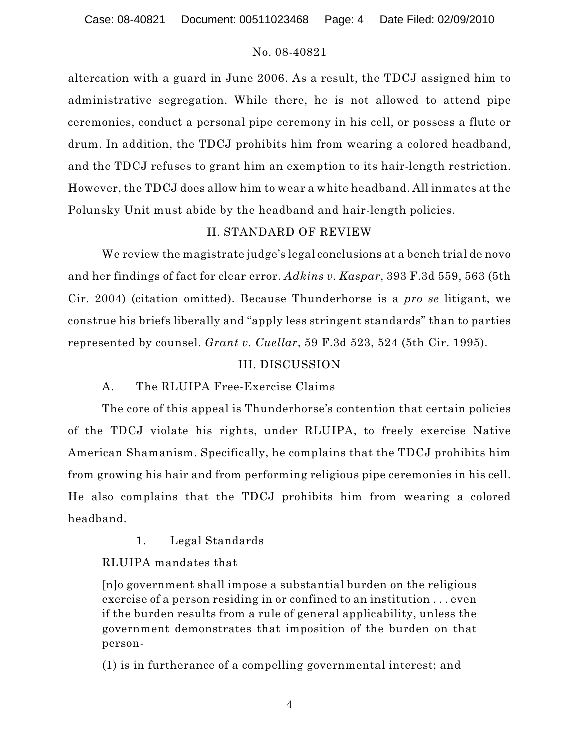altercation with a guard in June 2006. As a result, the TDCJ assigned him to administrative segregation. While there, he is not allowed to attend pipe ceremonies, conduct a personal pipe ceremony in his cell, or possess a flute or drum. In addition, the TDCJ prohibits him from wearing a colored headband, and the TDCJ refuses to grant him an exemption to its hair-length restriction. However, the TDCJ does allow him to wear a white headband. All inmates at the Polunsky Unit must abide by the headband and hair-length policies.

## II. STANDARD OF REVIEW

We review the magistrate judge's legal conclusions at a bench trial de novo and her findings of fact for clear error. *Adkins v. Kaspar*, 393 F.3d 559, 563 (5th Cir. 2004) (citation omitted). Because Thunderhorse is a *pro se* litigant, we construe his briefs liberally and "apply less stringent standards" than to parties represented by counsel. *Grant v. Cuellar*, 59 F.3d 523, 524 (5th Cir. 1995).

## III. DISCUSSION

### A. The RLUIPA Free-Exercise Claims

The core of this appeal is Thunderhorse's contention that certain policies of the TDCJ violate his rights, under RLUIPA, to freely exercise Native American Shamanism. Specifically, he complains that the TDCJ prohibits him from growing his hair and from performing religious pipe ceremonies in his cell. He also complains that the TDCJ prohibits him from wearing a colored headband.

#### 1. Legal Standards

RLUIPA mandates that

> [n]o government shall impose a substantial burden on the religious exercise of a person residing in or confined to an institution . . . even if the burden results from a rule of general applicability, unless the government demonstrates that imposition of the burden on that person-
>
> (1) is in furtherance of a compelling governmental interest; and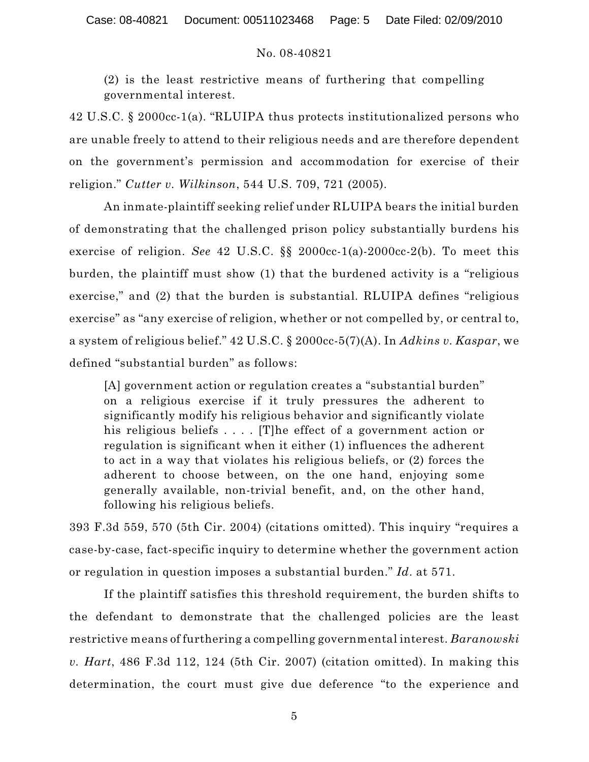(2) is the least restrictive means of furthering that compelling governmental interest.

42 U.S.C. § 2000cc-1(a). "RLUIPA thus protects institutionalized persons who are unable freely to attend to their religious needs and are therefore dependent on the government's permission and accommodation for exercise of their religion." *Cutter v. Wilkinson*, 544 U.S. 709, 721 (2005).

An inmate-plaintiff seeking relief under RLUIPA bears the initial burden of demonstrating that the challenged prison policy substantially burdens his exercise of religion. *See* 42 U.S.C. §§ 2000cc-1(a)-2000cc-2(b). To meet this burden, the plaintiff must show (1) that the burdened activity is a "religious exercise," and (2) that the burden is substantial. RLUIPA defines "religious exercise" as "any exercise of religion, whether or not compelled by, or central to, a system of religious belief." 42 U.S.C. § 2000cc-5(7)(A). In *Adkins v. Kaspar*, we defined "substantial burden" as follows:

> [A] government action or regulation creates a "substantial burden" on a religious exercise if it truly pressures the adherent to significantly modify his religious behavior and significantly violate his religious beliefs . . . . [T]he effect of a government action or regulation is significant when it either (1) influences the adherent to act in a way that violates his religious beliefs, or (2) forces the adherent to choose between, on the one hand, enjoying some generally available, non-trivial benefit, and, on the other hand, following his religious beliefs.

393 F.3d 559, 570 (5th Cir. 2004) (citations omitted). This inquiry "requires a case-by-case, fact-specific inquiry to determine whether the government action or regulation in question imposes a substantial burden." *Id*. at 571.

If the plaintiff satisfies this threshold requirement, the burden shifts to the defendant to demonstrate that the challenged policies are the least restrictive means of furthering a compelling governmental interest. *Baranowski v. Hart*, 486 F.3d 112, 124 (5th Cir. 2007) (citation omitted). In making this determination, the court must give due deference "to the experience and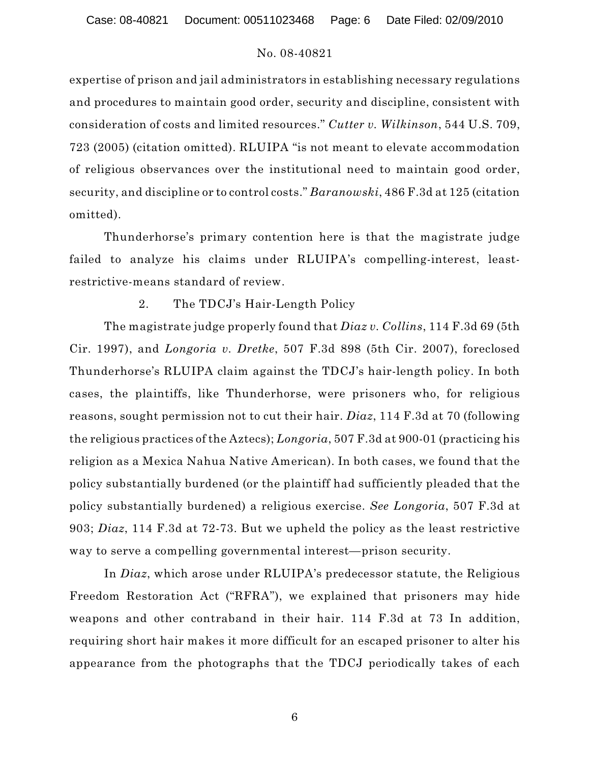expertise of prison and jail administrators in establishing necessary regulations and procedures to maintain good order, security and discipline, consistent with consideration of costs and limited resources." *Cutter v. Wilkinson*, 544 U.S. 709, 723 (2005) (citation omitted). RLUIPA "is not meant to elevate accommodation of religious observances over the institutional need to maintain good order, security, and discipline or to control costs." *Baranowski*, 486 F.3d at 125 (citation omitted).

Thunderhorse's primary contention here is that the magistrate judge failed to analyze his claims under RLUIPA's compelling-interest, least-restrictive-means standard of review.

2. The TDCJ's Hair-Length Policy

The magistrate judge properly found that *Diaz v. Collins*, 114 F.3d 69 (5th Cir. 1997), and *Longoria v. Dretke*, 507 F.3d 898 (5th Cir. 2007), foreclosed Thunderhorse's RLUIPA claim against the TDCJ's hair-length policy. In both cases, the plaintiffs, like Thunderhorse, were prisoners who, for religious reasons, sought permission not to cut their hair. *Diaz*, 114 F.3d at 70 (following the religious practices of the Aztecs); *Longoria*, 507 F.3d at 900-01 (practicing his religion as a Mexica Nahua Native American). In both cases, we found that the policy substantially burdened (or the plaintiff had sufficiently pleaded that the policy substantially burdened) a religious exercise. *See Longoria*, 507 F.3d at 903; *Diaz*, 114 F.3d at 72-73. But we upheld the policy as the least restrictive way to serve a compelling governmental interest—prison security.

In *Diaz*, which arose under RLUIPA's predecessor statute, the Religious Freedom Restoration Act ("RFRA"), we explained that prisoners may hide weapons and other contraband in their hair. 114 F.3d at 73 In addition, requiring short hair makes it more difficult for an escaped prisoner to alter his appearance from the photographs that the TDCJ periodically takes of each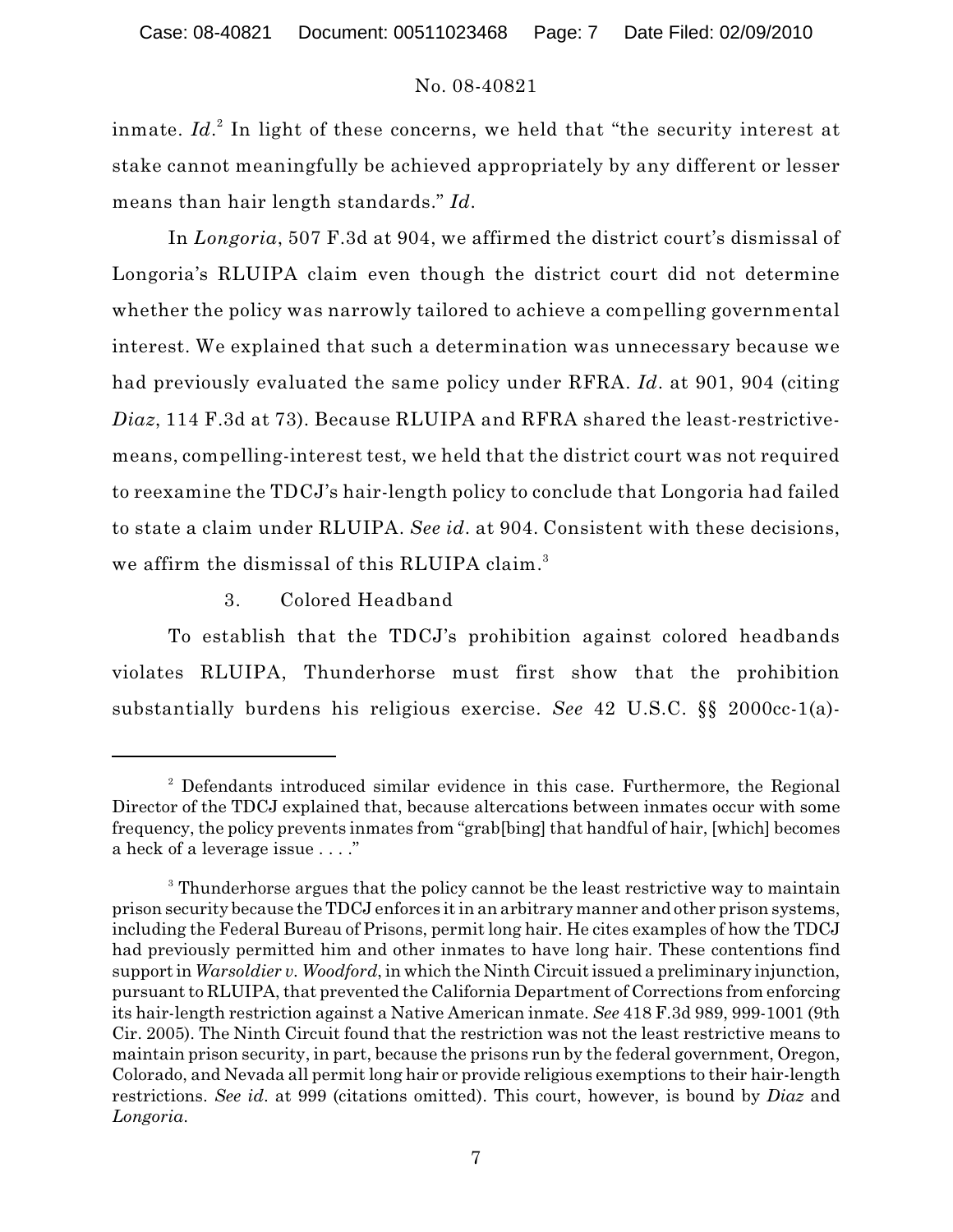inmate. *Id*.[2] In light of these concerns, we held that "the security interest at stake cannot meaningfully be achieved appropriately by any different or lesser means than hair length standards." *Id*.

In *Longoria*, 507 F.3d at 904, we affirmed the district court's dismissal of Longoria's RLUIPA claim even though the district court did not determine whether the policy was narrowly tailored to achieve a compelling governmental interest. We explained that such a determination was unnecessary because we had previously evaluated the same policy under RFRA. *Id*. at 901, 904 (citing *Diaz*, 114 F.3d at 73). Because RLUIPA and RFRA shared the least-restrictive-means, compelling-interest test, we held that the district court was not required to reexamine the TDCJ's hair-length policy to conclude that Longoria had failed to state a claim under RLUIPA. *See id*. at 904. Consistent with these decisions, we affirm the dismissal of this RLUIPA claim.[3]

3. Colored Headband

To establish that the TDCJ's prohibition against colored headbands violates RLUIPA, Thunderhorse must first show that the prohibition substantially burdens his religious exercise. *See* 42 U.S.C. §§ 2000cc-1(a)-

---

[2] Defendants introduced similar evidence in this case. Furthermore, the Regional Director of the TDCJ explained that, because altercations between inmates occur with some frequency, the policy prevents inmates from "grab[bing] that handful of hair, [which] becomes a heck of a leverage issue . . . ."

[3] Thunderhorse argues that the policy cannot be the least restrictive way to maintain prison security because the TDCJ enforces it in an arbitrary manner and other prison systems, including the Federal Bureau of Prisons, permit long hair. He cites examples of how the TDCJ had previously permitted him and other inmates to have long hair. These contentions find support in *Warsoldier v. Woodford*, in which the Ninth Circuit issued a preliminary injunction, pursuant to RLUIPA, that prevented the California Department of Corrections from enforcing its hair-length restriction against a Native American inmate. *See* 418 F.3d 989, 999-1001 (9th Cir. 2005). The Ninth Circuit found that the restriction was not the least restrictive means to maintain prison security, in part, because the prisons run by the federal government, Oregon, Colorado, and Nevada all permit long hair or provide religious exemptions to their hair-length restrictions. *See id*. at 999 (citations omitted). This court, however, is bound by *Diaz* and *Longoria*.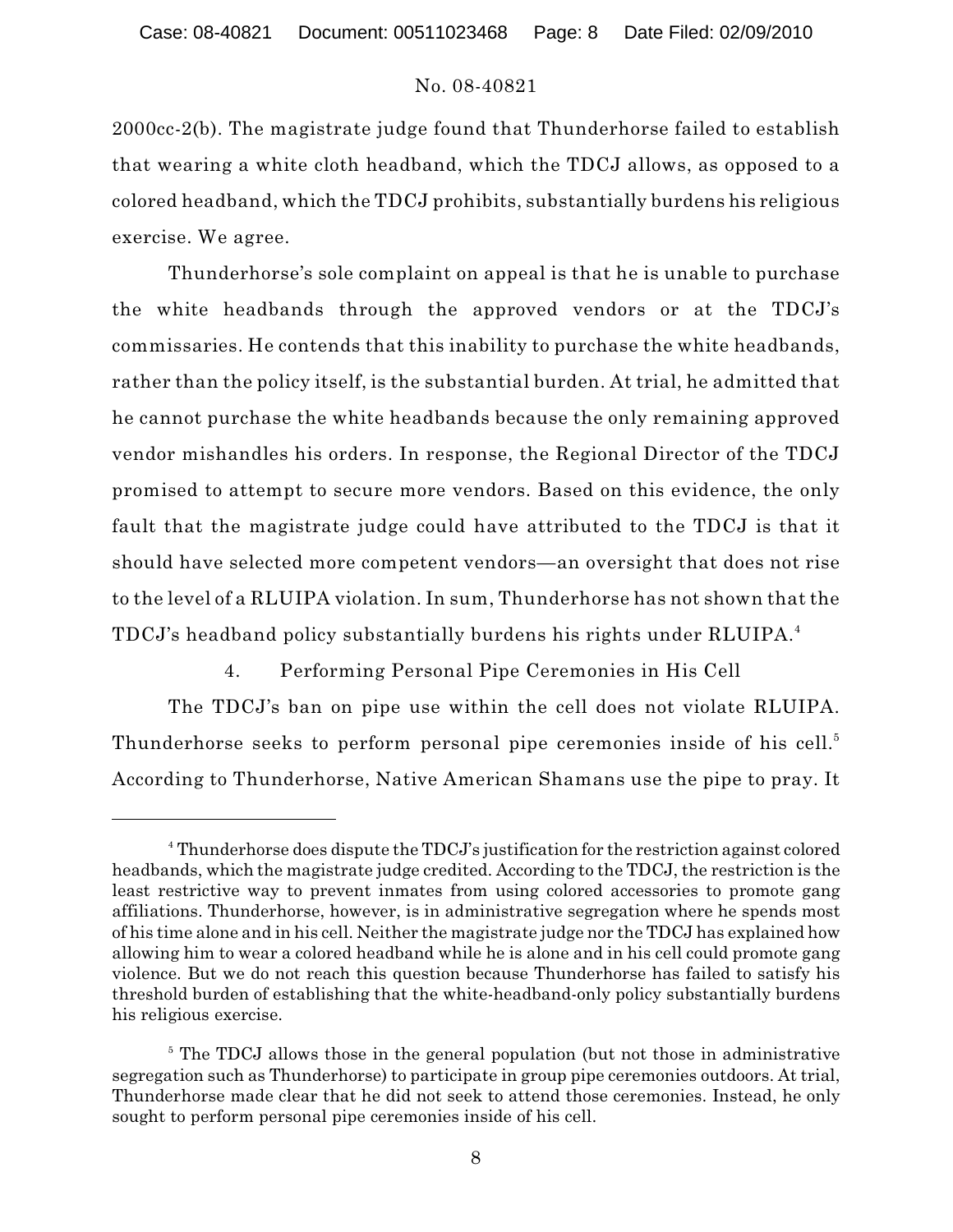2000cc-2(b). The magistrate judge found that Thunderhorse failed to establish that wearing a white cloth headband, which the TDCJ allows, as opposed to a colored headband, which the TDCJ prohibits, substantially burdens his religious exercise. We agree.

Thunderhorse's sole complaint on appeal is that he is unable to purchase the white headbands through the approved vendors or at the TDCJ's commissaries. He contends that this inability to purchase the white headbands, rather than the policy itself, is the substantial burden. At trial, he admitted that he cannot purchase the white headbands because the only remaining approved vendor mishandles his orders. In response, the Regional Director of the TDCJ promised to attempt to secure more vendors. Based on this evidence, the only fault that the magistrate judge could have attributed to the TDCJ is that it should have selected more competent vendors—an oversight that does not rise to the level of a RLUIPA violation. In sum, Thunderhorse has not shown that the TDCJ's headband policy substantially burdens his rights under RLUIPA.[4]

4. Performing Personal Pipe Ceremonies in His Cell

The TDCJ's ban on pipe use within the cell does not violate RLUIPA. Thunderhorse seeks to perform personal pipe ceremonies inside of his cell.[5] According to Thunderhorse, Native American Shamans use the pipe to pray. It

---

[4] Thunderhorse does dispute the TDCJ's justification for the restriction against colored headbands, which the magistrate judge credited. According to the TDCJ, the restriction is the least restrictive way to prevent inmates from using colored accessories to promote gang affiliations. Thunderhorse, however, is in administrative segregation where he spends most of his time alone and in his cell. Neither the magistrate judge nor the TDCJ has explained how allowing him to wear a colored headband while he is alone and in his cell could promote gang violence. But we do not reach this question because Thunderhorse has failed to satisfy his threshold burden of establishing that the white-headband-only policy substantially burdens his religious exercise.

[5] The TDCJ allows those in the general population (but not those in administrative segregation such as Thunderhorse) to participate in group pipe ceremonies outdoors. At trial, Thunderhorse made clear that he did not seek to attend those ceremonies. Instead, he only sought to perform personal pipe ceremonies inside of his cell.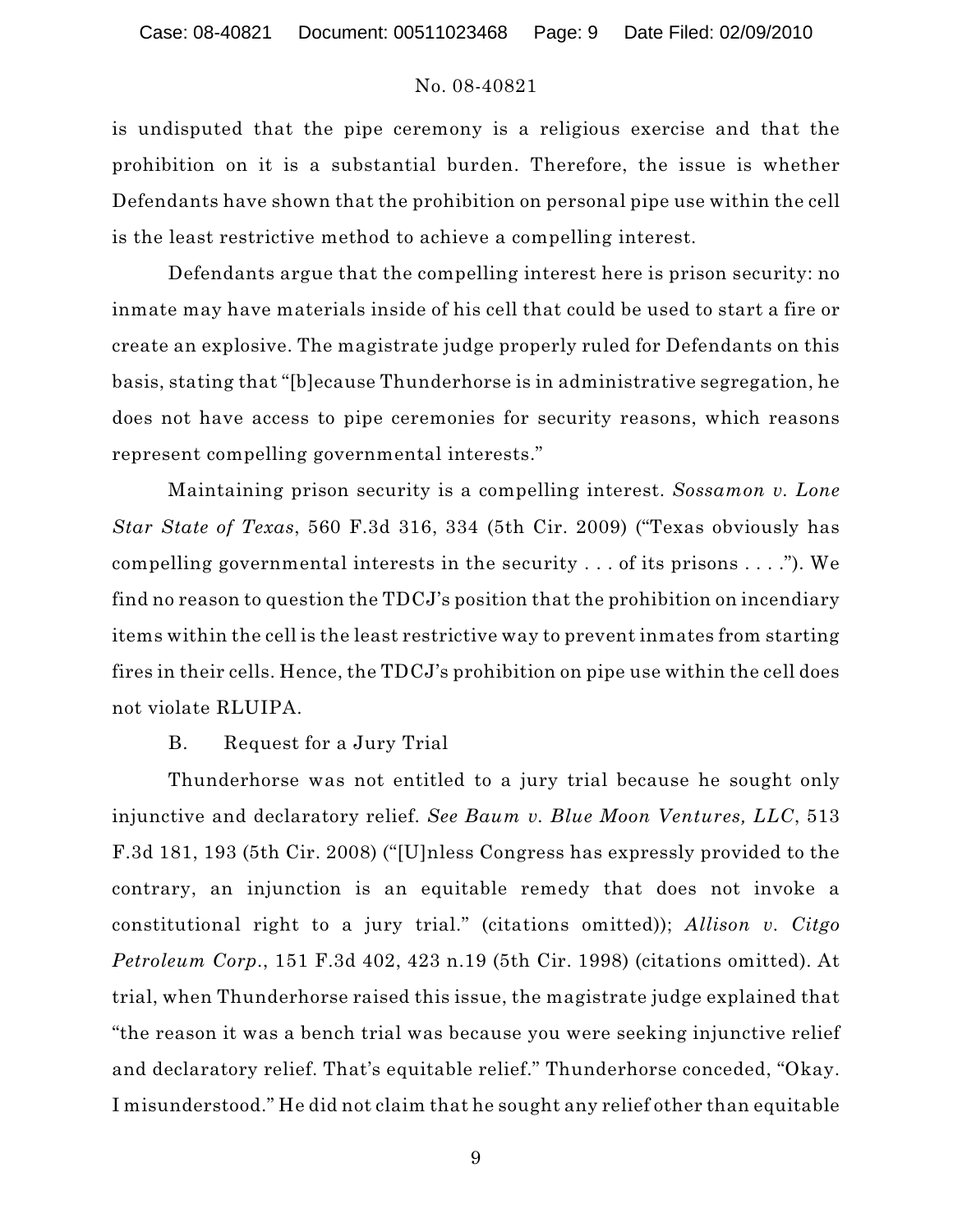is undisputed that the pipe ceremony is a religious exercise and that the prohibition on it is a substantial burden. Therefore, the issue is whether Defendants have shown that the prohibition on personal pipe use within the cell is the least restrictive method to achieve a compelling interest.

Defendants argue that the compelling interest here is prison security: no inmate may have materials inside of his cell that could be used to start a fire or create an explosive. The magistrate judge properly ruled for Defendants on this basis, stating that "[b]ecause Thunderhorse is in administrative segregation, he does not have access to pipe ceremonies for security reasons, which reasons represent compelling governmental interests."

Maintaining prison security is a compelling interest. *Sossamon v. Lone Star State of Texas*, 560 F.3d 316, 334 (5th Cir. 2009) ("Texas obviously has compelling governmental interests in the security . . . of its prisons . . . ."). We find no reason to question the TDCJ's position that the prohibition on incendiary items within the cell is the least restrictive way to prevent inmates from starting fires in their cells. Hence, the TDCJ's prohibition on pipe use within the cell does not violate RLUIPA.

B. Request for a Jury Trial

Thunderhorse was not entitled to a jury trial because he sought only injunctive and declaratory relief. *See Baum v. Blue Moon Ventures, LLC*, 513 F.3d 181, 193 (5th Cir. 2008) ("[U]nless Congress has expressly provided to the contrary, an injunction is an equitable remedy that does not invoke a constitutional right to a jury trial." (citations omitted)); *Allison v. Citgo Petroleum Corp.*, 151 F.3d 402, 423 n.19 (5th Cir. 1998) (citations omitted). At trial, when Thunderhorse raised this issue, the magistrate judge explained that "the reason it was a bench trial was because you were seeking injunctive relief and declaratory relief. That's equitable relief." Thunderhorse conceded, "Okay. I misunderstood." He did not claim that he sought any relief other than equitable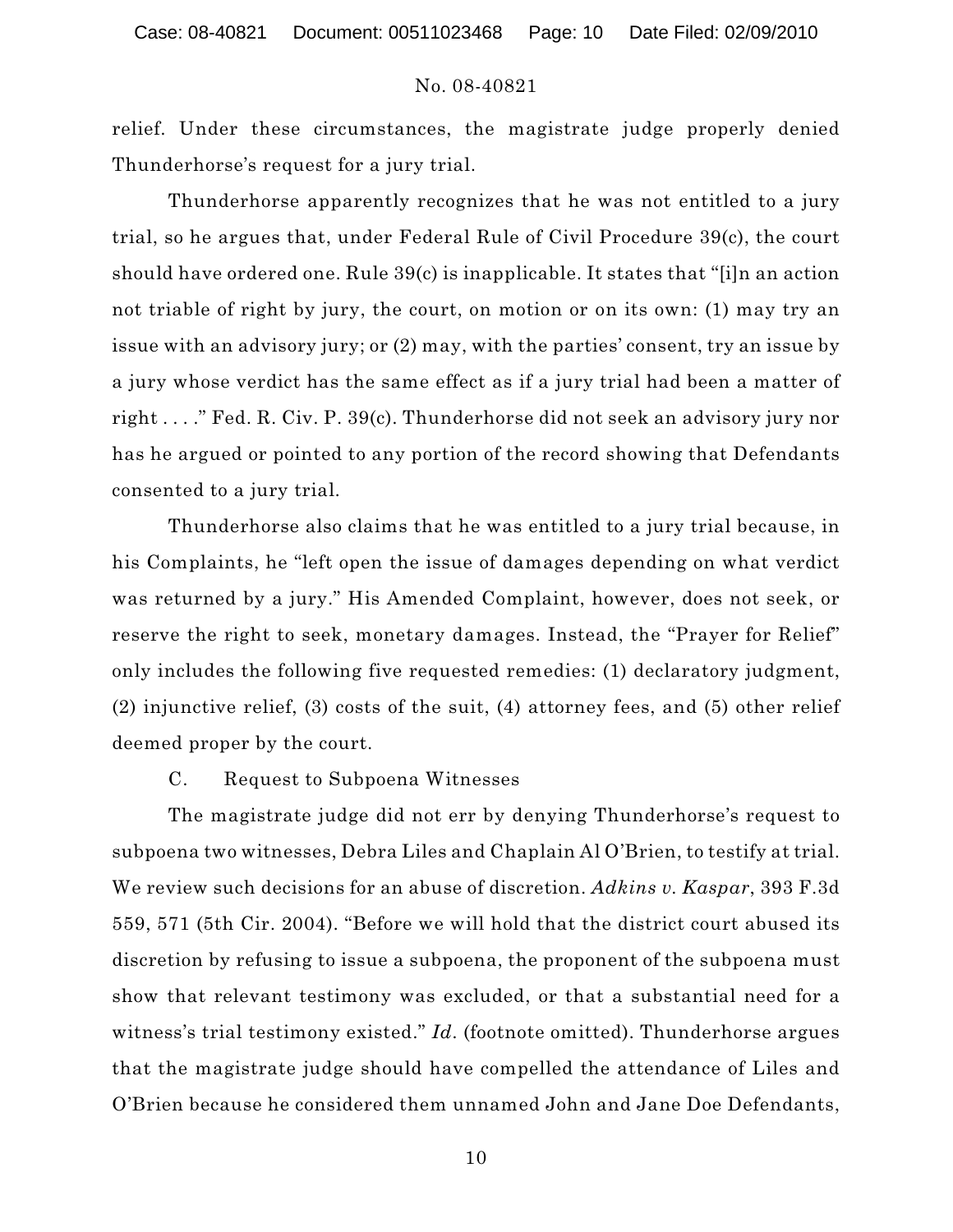relief. Under these circumstances, the magistrate judge properly denied Thunderhorse's request for a jury trial.

Thunderhorse apparently recognizes that he was not entitled to a jury trial, so he argues that, under Federal Rule of Civil Procedure 39(c), the court should have ordered one. Rule 39(c) is inapplicable. It states that "[i]n an action not triable of right by jury, the court, on motion or on its own: (1) may try an issue with an advisory jury; or (2) may, with the parties' consent, try an issue by a jury whose verdict has the same effect as if a jury trial had been a matter of right . . . ." Fed. R. Civ. P. 39(c). Thunderhorse did not seek an advisory jury nor has he argued or pointed to any portion of the record showing that Defendants consented to a jury trial.

Thunderhorse also claims that he was entitled to a jury trial because, in his Complaints, he "left open the issue of damages depending on what verdict was returned by a jury." His Amended Complaint, however, does not seek, or reserve the right to seek, monetary damages. Instead, the "Prayer for Relief" only includes the following five requested remedies: (1) declaratory judgment, (2) injunctive relief, (3) costs of the suit, (4) attorney fees, and (5) other relief deemed proper by the court.

C. Request to Subpoena Witnesses

The magistrate judge did not err by denying Thunderhorse's request to subpoena two witnesses, Debra Liles and Chaplain Al O'Brien, to testify at trial. We review such decisions for an abuse of discretion. *Adkins v. Kaspar*, 393 F.3d 559, 571 (5th Cir. 2004). "Before we will hold that the district court abused its discretion by refusing to issue a subpoena, the proponent of the subpoena must show that relevant testimony was excluded, or that a substantial need for a witness's trial testimony existed." *Id*. (footnote omitted). Thunderhorse argues that the magistrate judge should have compelled the attendance of Liles and O'Brien because he considered them unnamed John and Jane Doe Defendants,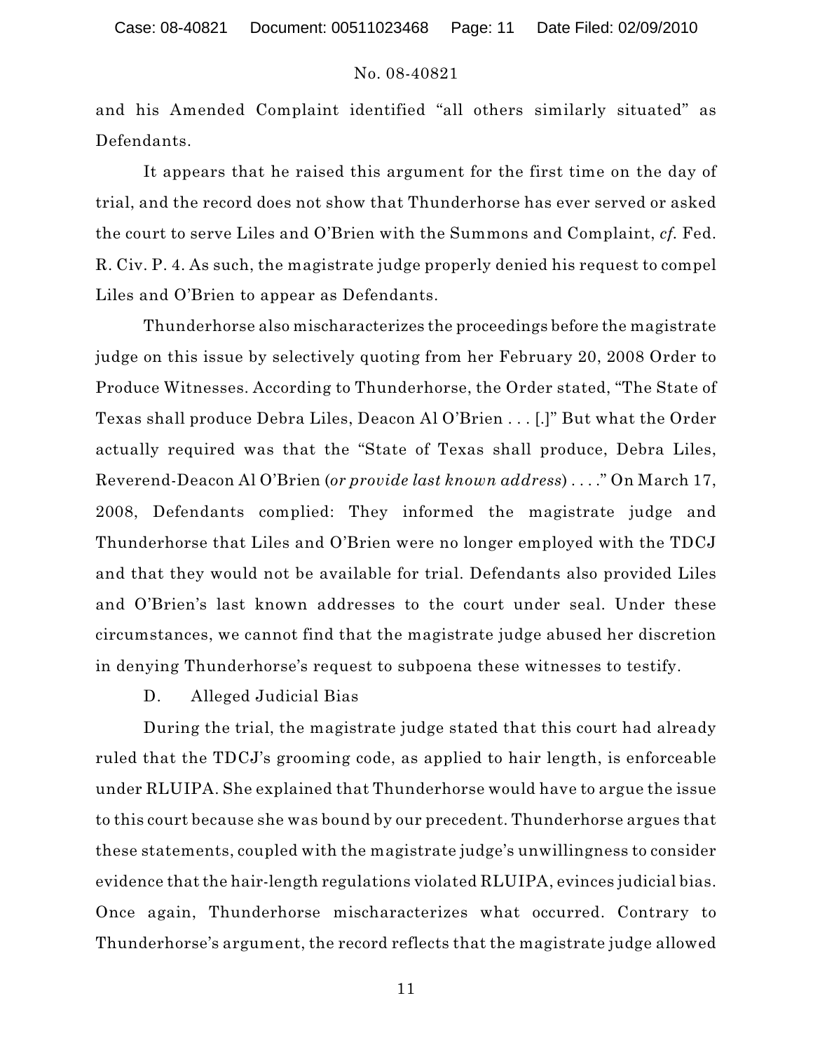and his Amended Complaint identified "all others similarly situated" as Defendants.

It appears that he raised this argument for the first time on the day of trial, and the record does not show that Thunderhorse has ever served or asked the court to serve Liles and O'Brien with the Summons and Complaint, *cf.* Fed. R. Civ. P. 4. As such, the magistrate judge properly denied his request to compel Liles and O'Brien to appear as Defendants.

Thunderhorse also mischaracterizes the proceedings before the magistrate judge on this issue by selectively quoting from her February 20, 2008 Order to Produce Witnesses. According to Thunderhorse, the Order stated, "The State of Texas shall produce Debra Liles, Deacon Al O'Brien . . . [.]" But what the Order actually required was that the "State of Texas shall produce, Debra Liles, Reverend-Deacon Al O'Brien (*or provide last known address*) . . . ." On March 17, 2008, Defendants complied: They informed the magistrate judge and Thunderhorse that Liles and O'Brien were no longer employed with the TDCJ and that they would not be available for trial. Defendants also provided Liles and O'Brien's last known addresses to the court under seal. Under these circumstances, we cannot find that the magistrate judge abused her discretion in denying Thunderhorse's request to subpoena these witnesses to testify.

D. Alleged Judicial Bias

During the trial, the magistrate judge stated that this court had already ruled that the TDCJ's grooming code, as applied to hair length, is enforceable under RLUIPA. She explained that Thunderhorse would have to argue the issue to this court because she was bound by our precedent. Thunderhorse argues that these statements, coupled with the magistrate judge's unwillingness to consider evidence that the hair-length regulations violated RLUIPA, evinces judicial bias. Once again, Thunderhorse mischaracterizes what occurred. Contrary to Thunderhorse's argument, the record reflects that the magistrate judge allowed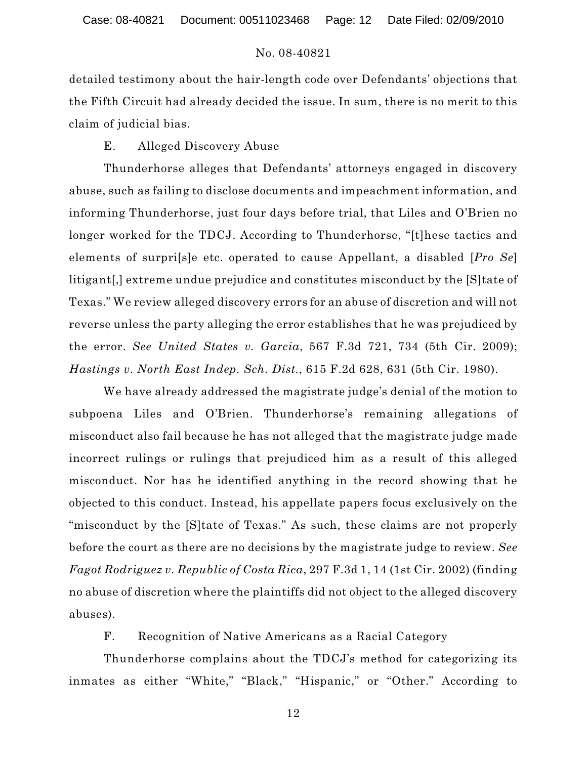detailed testimony about the hair-length code over Defendants' objections that the Fifth Circuit had already decided the issue. In sum, there is no merit to this claim of judicial bias.

E. Alleged Discovery Abuse

Thunderhorse alleges that Defendants' attorneys engaged in discovery abuse, such as failing to disclose documents and impeachment information, and informing Thunderhorse, just four days before trial, that Liles and O'Brien no longer worked for the TDCJ. According to Thunderhorse, "[t]hese tactics and elements of surpri[s]e etc. operated to cause Appellant, a disabled [*Pro Se*] litigant[,] extreme undue prejudice and constitutes misconduct by the [S]tate of Texas." We review alleged discovery errors for an abuse of discretion and will not reverse unless the party alleging the error establishes that he was prejudiced by the error. *See United States v. Garcia*, 567 F.3d 721, 734 (5th Cir. 2009); *Hastings v. North East Indep. Sch. Dist.*, 615 F.2d 628, 631 (5th Cir. 1980).

We have already addressed the magistrate judge's denial of the motion to subpoena Liles and O'Brien. Thunderhorse's remaining allegations of misconduct also fail because he has not alleged that the magistrate judge made incorrect rulings or rulings that prejudiced him as a result of this alleged misconduct. Nor has he identified anything in the record showing that he objected to this conduct. Instead, his appellate papers focus exclusively on the "misconduct by the [S]tate of Texas." As such, these claims are not properly before the court as there are no decisions by the magistrate judge to review. *See Fagot Rodriguez v. Republic of Costa Rica*, 297 F.3d 1, 14 (1st Cir. 2002) (finding no abuse of discretion where the plaintiffs did not object to the alleged discovery abuses).

F. Recognition of Native Americans as a Racial Category

Thunderhorse complains about the TDCJ's method for categorizing its inmates as either "White," "Black," "Hispanic," or "Other." According to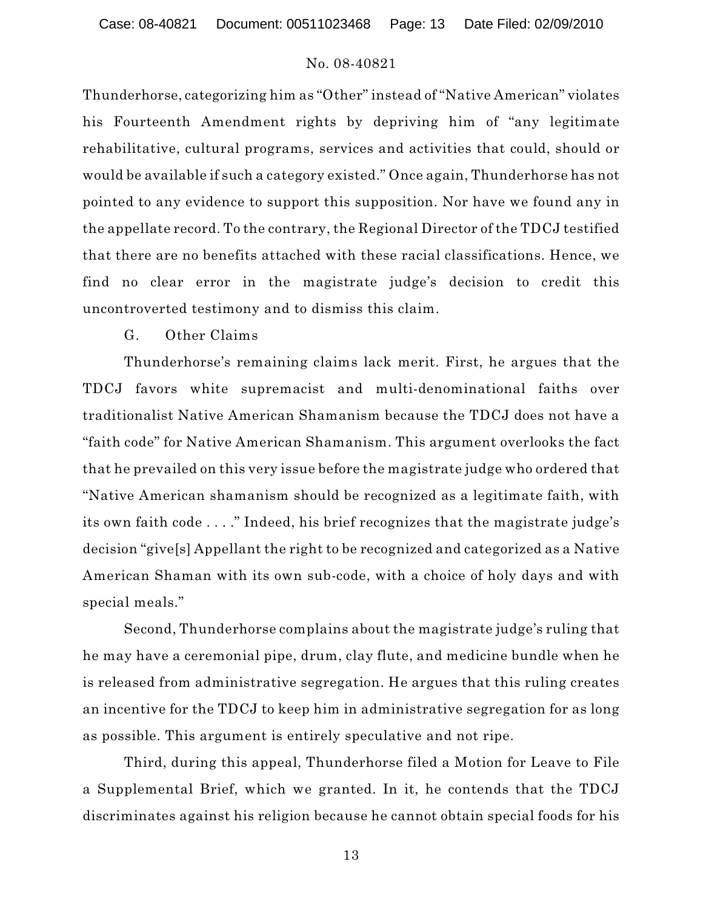Thunderhorse, categorizing him as "Other" instead of "Native American" violates his Fourteenth Amendment rights by depriving him of "any legitimate rehabilitative, cultural programs, services and activities that could, should or would be available if such a category existed." Once again, Thunderhorse has not pointed to any evidence to support this supposition. Nor have we found any in the appellate record. To the contrary, the Regional Director of the TDCJ testified that there are no benefits attached with these racial classifications. Hence, we find no clear error in the magistrate judge's decision to credit this uncontroverted testimony and to dismiss this claim.

G. Other Claims

Thunderhorse's remaining claims lack merit. First, he argues that the TDCJ favors white supremacist and multi-denominational faiths over traditionalist Native American Shamanism because the TDCJ does not have a "faith code" for Native American Shamanism. This argument overlooks the fact that he prevailed on this very issue before the magistrate judge who ordered that "Native American shamanism should be recognized as a legitimate faith, with its own faith code . . . ." Indeed, his brief recognizes that the magistrate judge's decision "give[s] Appellant the right to be recognized and categorized as a Native American Shaman with its own sub-code, with a choice of holy days and with special meals."

Second, Thunderhorse complains about the magistrate judge's ruling that he may have a ceremonial pipe, drum, clay flute, and medicine bundle when he is released from administrative segregation. He argues that this ruling creates an incentive for the TDCJ to keep him in administrative segregation for as long as possible. This argument is entirely speculative and not ripe.

Third, during this appeal, Thunderhorse filed a Motion for Leave to File a Supplemental Brief, which we granted. In it, he contends that the TDCJ discriminates against his religion because he cannot obtain special foods for his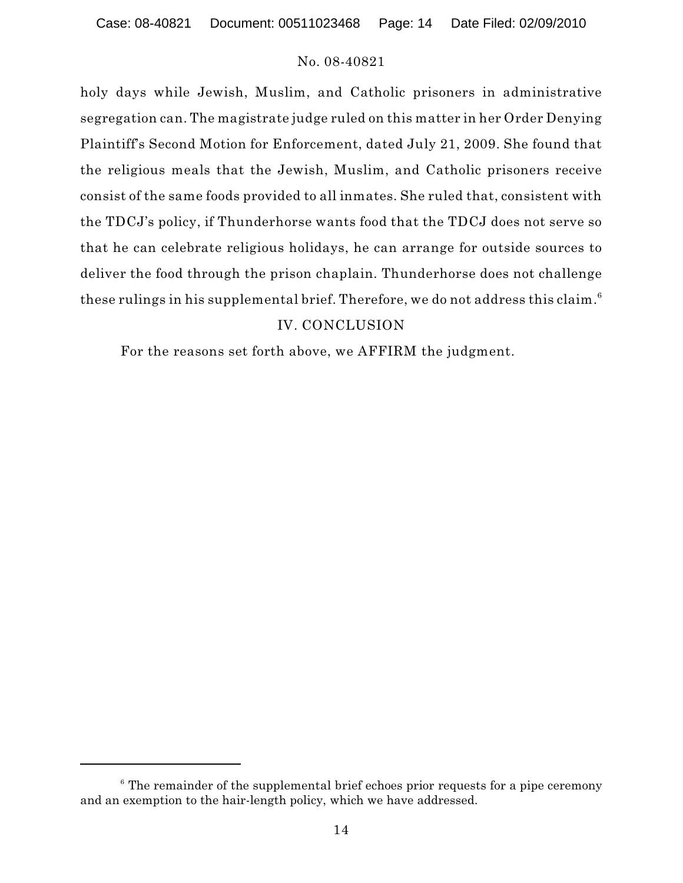holy days while Jewish, Muslim, and Catholic prisoners in administrative segregation can. The magistrate judge ruled on this matter in her Order Denying Plaintiff's Second Motion for Enforcement, dated July 21, 2009. She found that the religious meals that the Jewish, Muslim, and Catholic prisoners receive consist of the same foods provided to all inmates. She ruled that, consistent with the TDCJ's policy, if Thunderhorse wants food that the TDCJ does not serve so that he can celebrate religious holidays, he can arrange for outside sources to deliver the food through the prison chaplain. Thunderhorse does not challenge these rulings in his supplemental brief. Therefore, we do not address this claim.[6]

## IV. CONCLUSION

For the reasons set forth above, we AFFIRM the judgment.

---

[6] The remainder of the supplemental brief echoes prior requests for a pipe ceremony and an exemption to the hair-length policy, which we have addressed.